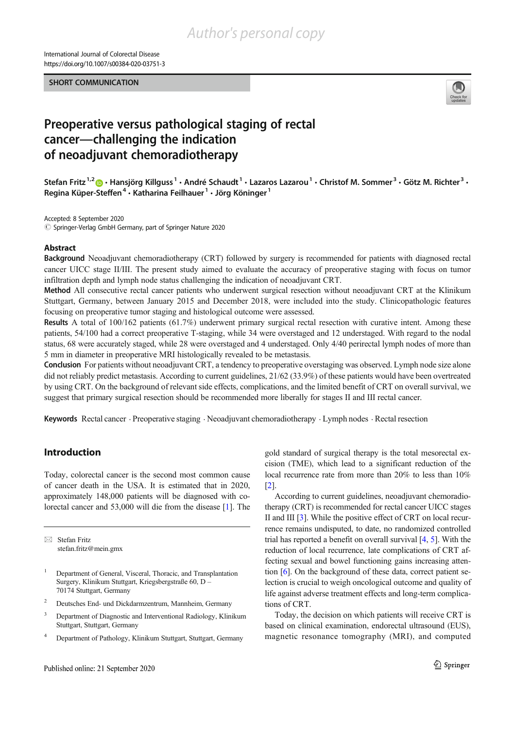SHORT COMMUNICATION

# Preoperative versus pathological staging of rectal cancer—challenging the indication of neoadjuvant chemoradiotherapy

Stefan Fritz [1,2] · Hansjörg Killguss [1] · André Schaudt [1] · Lazaros Lazarou [1] · Christof M. Sommer [3] · Götz M. Richter [3] · Regina Küper-Steffen [4] · Katharina Feilhauer [1] · Jörg Köninger [1]

Accepted: 8 September 2020
© Springer-Verlag GmbH Germany, part of Springer Nature 2020

## Abstract

**Background** Neoadjuvant chemoradiotherapy (CRT) followed by surgery is recommended for patients with diagnosed rectal cancer UICC stage II/III. The present study aimed to evaluate the accuracy of preoperative staging with focus on tumor infiltration depth and lymph node status challenging the indication of neoadjuvant CRT.

**Method** All consecutive rectal cancer patients who underwent surgical resection without neoadjuvant CRT at the Klinikum Stuttgart, Germany, between January 2015 and December 2018, were included into the study. Clinicopathologic features focusing on preoperative tumor staging and histological outcome were assessed.

**Results** A total of 100/162 patients (61.7%) underwent primary surgical rectal resection with curative intent. Among these patients, 54/100 had a correct preoperative T-staging, while 34 were overstaged and 12 understaged. With regard to the nodal status, 68 were accurately staged, while 28 were overstaged and 4 understaged. Only 4/40 perirectal lymph nodes of more than 5 mm in diameter in preoperative MRI histologically revealed to be metastasis.

**Conclusion** For patients without neoadjuvant CRT, a tendency to preoperative overstaging was observed. Lymph node size alone did not reliably predict metastasis. According to current guidelines, 21/62 (33.9%) of these patients would have been overtreated by using CRT. On the background of relevant side effects, complications, and the limited benefit of CRT on overall survival, we suggest that primary surgical resection should be recommended more liberally for stages II and III rectal cancer.

**Keywords** Rectal cancer · Preoperative staging · Neoadjuvant chemoradiotherapy · Lymph nodes · Rectal resection

## Introduction

Today, colorectal cancer is the second most common cause of cancer death in the USA. It is estimated that in 2020, approximately 148,000 patients will be diagnosed with colorectal cancer and 53,000 will die from the disease [1]. The gold standard of surgical therapy is the total mesorectal excision (TME), which lead to a significant reduction of the local recurrence rate from more than 20% to less than 10% [2].

According to current guidelines, neoadjuvant chemoradiotherapy (CRT) is recommended for rectal cancer UICC stages II and III [3]. While the positive effect of CRT on local recurrence remains undisputed, to date, no randomized controlled trial has reported a benefit on overall survival [4, 5]. With the reduction of local recurrence, late complications of CRT affecting sexual and bowel functioning gains increasing attention [6]. On the background of these data, correct patient selection is crucial to weigh oncological outcome and quality of life against adverse treatment effects and long-term complications of CRT.

Today, the decision on which patients will receive CRT is based on clinical examination, endorectal ultrasound (EUS), magnetic resonance tomography (MRI), and computed

---

✉ Stefan Fritz
stefan.fritz@mein.gmx

1 Department of General, Visceral, Thoracic, and Transplantation Surgery, Klinikum Stuttgart, Kriegsbergstraße 60, D – 70174 Stuttgart, Germany

2 Deutsches End- und Dickdarmzentrum, Mannheim, Germany

3 Department of Diagnostic and Interventional Radiology, Klinikum Stuttgart, Stuttgart, Germany

4 Department of Pathology, Klinikum Stuttgart, Stuttgart, Germany

Published online: 21 September 2020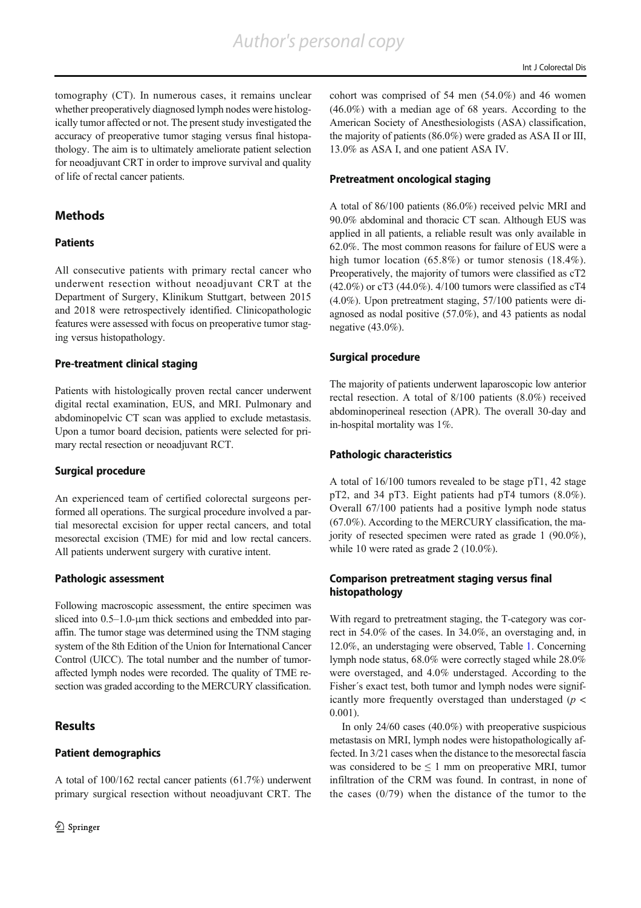tomography (CT). In numerous cases, it remains unclear whether preoperatively diagnosed lymph nodes were histologically tumor affected or not. The present study investigated the accuracy of preoperative tumor staging versus final histopathology. The aim is to ultimately ameliorate patient selection for neoadjuvant CRT in order to improve survival and quality of life of rectal cancer patients.

## Methods

### Patients

All consecutive patients with primary rectal cancer who underwent resection without neoadjuvant CRT at the Department of Surgery, Klinikum Stuttgart, between 2015 and 2018 were retrospectively identified. Clinicopathologic features were assessed with focus on preoperative tumor staging versus histopathology.

### Pre-treatment clinical staging

Patients with histologically proven rectal cancer underwent digital rectal examination, EUS, and MRI. Pulmonary and abdominopelvic CT scan was applied to exclude metastasis. Upon a tumor board decision, patients were selected for primary rectal resection or neoadjuvant RCT.

### Surgical procedure

An experienced team of certified colorectal surgeons performed all operations. The surgical procedure involved a partial mesorectal excision for upper rectal cancers, and total mesorectal excision (TME) for mid and low rectal cancers. All patients underwent surgery with curative intent.

### Pathologic assessment

Following macroscopic assessment, the entire specimen was sliced into 0.5–1.0-μm thick sections and embedded into paraffin. The tumor stage was determined using the TNM staging system of the 8th Edition of the Union for International Cancer Control (UICC). The total number and the number of tumor-affected lymph nodes were recorded. The quality of TME resection was graded according to the MERCURY classification.

## Results

### Patient demographics

A total of 100/162 rectal cancer patients (61.7%) underwent primary surgical resection without neoadjuvant CRT. The cohort was comprised of 54 men (54.0%) and 46 women (46.0%) with a median age of 68 years. According to the American Society of Anesthesiologists (ASA) classification, the majority of patients (86.0%) were graded as ASA II or III, 13.0% as ASA I, and one patient ASA IV.

### Pretreatment oncological staging

A total of 86/100 patients (86.0%) received pelvic MRI and 90.0% abdominal and thoracic CT scan. Although EUS was applied in all patients, a reliable result was only available in 62.0%. The most common reasons for failure of EUS were a high tumor location (65.8%) or tumor stenosis (18.4%). Preoperatively, the majority of tumors were classified as cT2 (42.0%) or cT3 (44.0%). 4/100 tumors were classified as cT4 (4.0%). Upon pretreatment staging, 57/100 patients were diagnosed as nodal positive (57.0%), and 43 patients as nodal negative (43.0%).

### Surgical procedure

The majority of patients underwent laparoscopic low anterior rectal resection. A total of 8/100 patients (8.0%) received abdominoperineal resection (APR). The overall 30-day and in-hospital mortality was 1%.

### Pathologic characteristics

A total of 16/100 tumors revealed to be stage pT1, 42 stage pT2, and 34 pT3. Eight patients had pT4 tumors (8.0%). Overall 67/100 patients had a positive lymph node status (67.0%). According to the MERCURY classification, the majority of resected specimen were rated as grade 1 (90.0%), while 10 were rated as grade 2 (10.0%).

### Comparison pretreatment staging versus final histopathology

With regard to pretreatment staging, the T-category was correct in 54.0% of the cases. In 34.0%, an overstaging and, in 12.0%, an understaging were observed, Table 1. Concerning lymph node status, 68.0% were correctly staged while 28.0% were overstaged, and 4.0% understaged. According to the Fisher´s exact test, both tumor and lymph nodes were significantly more frequently overstaged than understaged ($p < 0.001$).

In only 24/60 cases (40.0%) with preoperative suspicious metastasis on MRI, lymph nodes were histopathologically affected. In 3/21 cases when the distance to the mesorectal fascia was considered to be $\leq 1$ mm on preoperative MRI, tumor infiltration of the CRM was found. In contrast, in none of the cases (0/79) when the distance of the tumor to the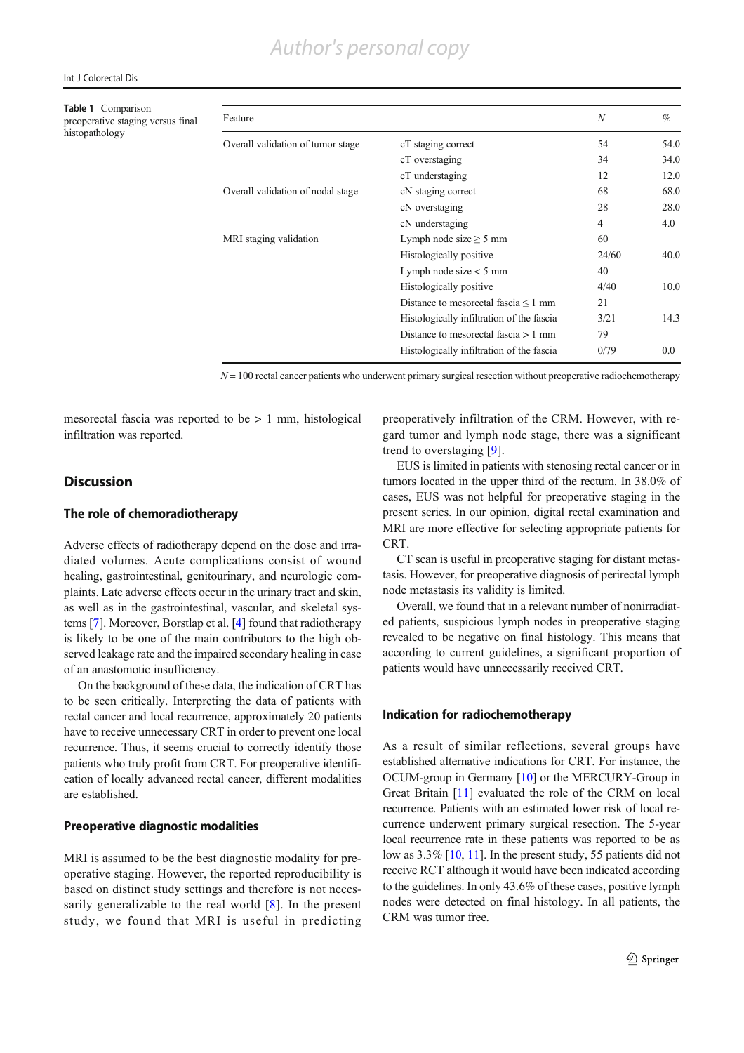Table 1 Comparison preoperative staging versus final histopathology

| Feature | | N | % |
|---|---|---|---|
| Overall validation of tumor stage | cT staging correct | 54 | 54.0 |
| | cT overstaging | 34 | 34.0 |
| | cT understaging | 12 | 12.0 |
| Overall validation of nodal stage | cN staging correct | 68 | 68.0 |
| | cN overstaging | 28 | 28.0 |
| | cN understaging | 4 | 4.0 |
| MRI staging validation | Lymph node size ≥ 5 mm | 60 | |
| | Histologically positive | 24/60 | 40.0 |
| | Lymph node size < 5 mm | 40 | |
| | Histologically positive | 4/40 | 10.0 |
| | Distance to mesorectal fascia ≤ 1 mm | 21 | |
| | Histologically infiltration of the fascia | 3/21 | 14.3 |
| | Distance to mesorectal fascia > 1 mm | 79 | |
| | Histologically infiltration of the fascia | 0/79 | 0.0 |

$N = 100$ rectal cancer patients who underwent primary surgical resection without preoperative radiochemotherapy

mesorectal fascia was reported to be > 1 mm, histological infiltration was reported.

## Discussion

### The role of chemoradiotherapy

Adverse effects of radiotherapy depend on the dose and irradiated volumes. Acute complications consist of wound healing, gastrointestinal, genitourinary, and neurologic complaints. Late adverse effects occur in the urinary tract and skin, as well as in the gastrointestinal, vascular, and skeletal systems [7]. Moreover, Borstlap et al. [4] found that radiotherapy is likely to be one of the main contributors to the high observed leakage rate and the impaired secondary healing in case of an anastomotic insufficiency.

On the background of these data, the indication of CRT has to be seen critically. Interpreting the data of patients with rectal cancer and local recurrence, approximately 20 patients have to receive unnecessary CRT in order to prevent one local recurrence. Thus, it seems crucial to correctly identify those patients who truly profit from CRT. For preoperative identification of locally advanced rectal cancer, different modalities are established.

### Preoperative diagnostic modalities

MRI is assumed to be the best diagnostic modality for preoperative staging. However, the reported reproducibility is based on distinct study settings and therefore is not necessarily generalizable to the real world [8]. In the present study, we found that MRI is useful in predicting preoperatively infiltration of the CRM. However, with regard tumor and lymph node stage, there was a significant trend to overstaging [9].

EUS is limited in patients with stenosing rectal cancer or in tumors located in the upper third of the rectum. In 38.0% of cases, EUS was not helpful for preoperative staging in the present series. In our opinion, digital rectal examination and MRI are more effective for selecting appropriate patients for CRT.

CT scan is useful in preoperative staging for distant metastasis. However, for preoperative diagnosis of perirectal lymph node metastasis its validity is limited.

Overall, we found that in a relevant number of nonirradiated patients, suspicious lymph nodes in preoperative staging revealed to be negative on final histology. This means that according to current guidelines, a significant proportion of patients would have unnecessarily received CRT.

### Indication for radiochemotherapy

As a result of similar reflections, several groups have established alternative indications for CRT. For instance, the OCUM-group in Germany [10] or the MERCURY-Group in Great Britain [11] evaluated the role of the CRM on local recurrence. Patients with an estimated lower risk of local recurrence underwent primary surgical resection. The 5-year local recurrence rate in these patients was reported to be as low as 3.3% [10, 11]. In the present study, 55 patients did not receive RCT although it would have been indicated according to the guidelines. In only 43.6% of these cases, positive lymph nodes were detected on final histology. In all patients, the CRM was tumor free.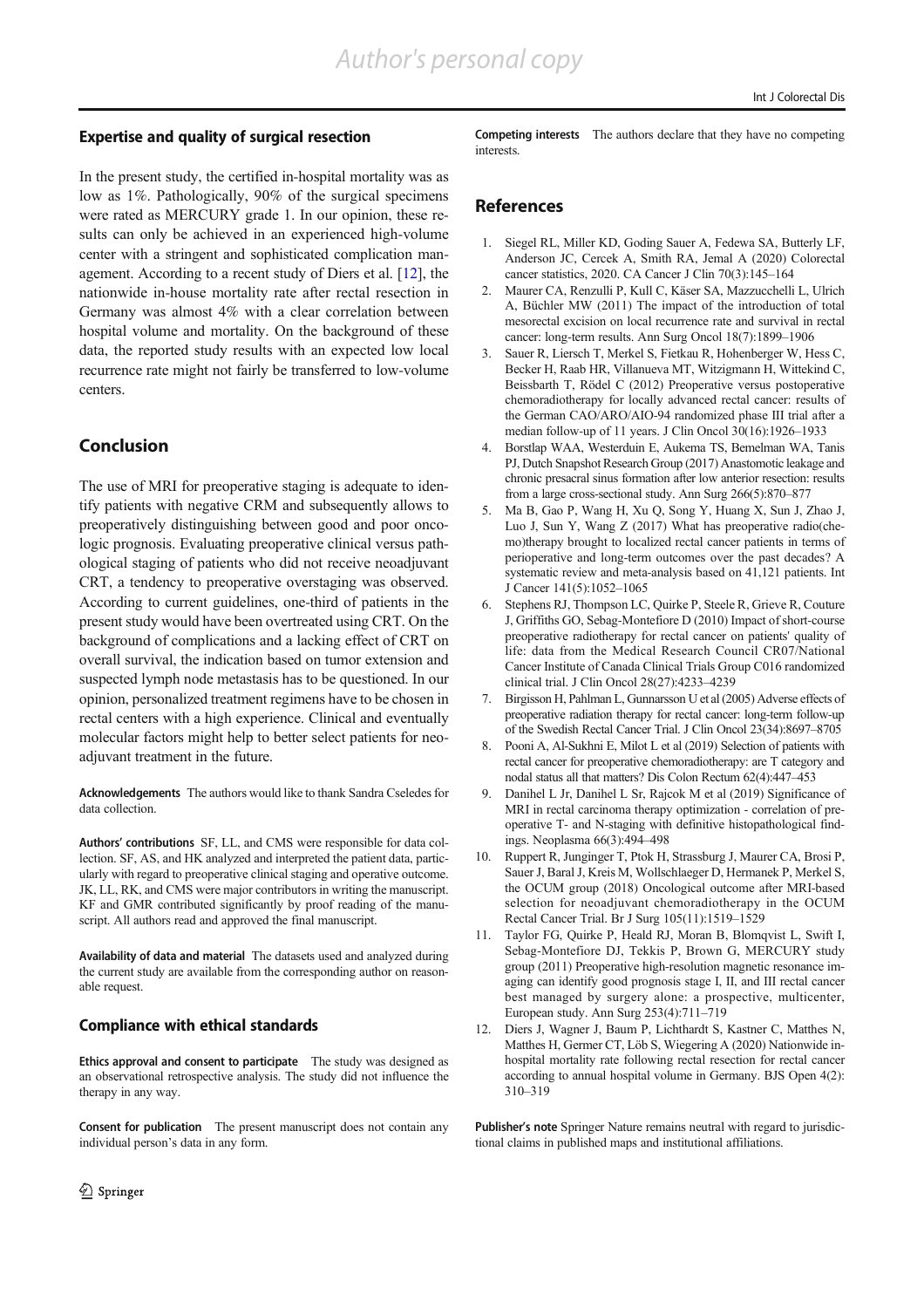## Expertise and quality of surgical resection

In the present study, the certified in-hospital mortality was as low as 1%. Pathologically, 90% of the surgical specimens were rated as MERCURY grade 1. In our opinion, these results can only be achieved in an experienced high-volume center with a stringent and sophisticated complication management. According to a recent study of Diers et al. [12], the nationwide in-house mortality rate after rectal resection in Germany was almost 4% with a clear correlation between hospital volume and mortality. On the background of these data, the reported study results with an expected low local recurrence rate might not fairly be transferred to low-volume centers.

## Conclusion

The use of MRI for preoperative staging is adequate to identify patients with negative CRM and subsequently allows to preoperatively distinguishing between good and poor oncologic prognosis. Evaluating preoperative clinical versus pathological staging of patients who did not receive neoadjuvant CRT, a tendency to preoperative overstaging was observed. According to current guidelines, one-third of patients in the present study would have been overtreated using CRT. On the background of complications and a lacking effect of CRT on overall survival, the indication based on tumor extension and suspected lymph node metastasis has to be questioned. In our opinion, personalized treatment regimens have to be chosen in rectal centers with a high experience. Clinical and eventually molecular factors might help to better select patients for neoadjuvant treatment in the future.

**Acknowledgements** The authors would like to thank Sandra Cseledes for data collection.

**Authors' contributions** SF, LL, and CMS were responsible for data collection. SF, AS, and HK analyzed and interpreted the patient data, particularly with regard to preoperative clinical staging and operative outcome. JK, LL, RK, and CMS were major contributors in writing the manuscript. KF and GMR contributed significantly by proof reading of the manuscript. All authors read and approved the final manuscript.

**Availability of data and material** The datasets used and analyzed during the current study are available from the corresponding author on reasonable request.

## Compliance with ethical standards

**Ethics approval and consent to participate** The study was designed as an observational retrospective analysis. The study did not influence the therapy in any way.

**Consent for publication** The present manuscript does not contain any individual person's data in any form.

**Competing interests** The authors declare that they have no competing interests.

## References

1. Siegel RL, Miller KD, Goding Sauer A, Fedewa SA, Butterly LF, Anderson JC, Cercek A, Smith RA, Jemal A (2020) Colorectal cancer statistics, 2020. CA Cancer J Clin 70(3):145–164
2. Maurer CA, Renzulli P, Kull C, Käser SA, Mazzucchelli L, Ulrich A, Büchler MW (2011) The impact of the introduction of total mesorectal excision on local recurrence rate and survival in rectal cancer: long-term results. Ann Surg Oncol 18(7):1899–1906
3. Sauer R, Liersch T, Merkel S, Fietkau R, Hohenberger W, Hess C, Becker H, Raab HR, Villanueva MT, Witzigmann H, Wittekind C, Beissbarth T, Rödel C (2012) Preoperative versus postoperative chemoradiotherapy for locally advanced rectal cancer: results of the German CAO/ARO/AIO-94 randomized phase III trial after a median follow-up of 11 years. J Clin Oncol 30(16):1926–1933
4. Borstlap WAA, Westerduin E, Aukema TS, Bemelman WA, Tanis PJ, Dutch Snapshot Research Group (2017) Anastomotic leakage and chronic presacral sinus formation after low anterior resection: results from a large cross-sectional study. Ann Surg 266(5):870–877
5. Ma B, Gao P, Wang H, Xu Q, Song Y, Huang X, Sun J, Zhao J, Luo J, Sun Y, Wang Z (2017) What has preoperative radio(chemo)therapy brought to localized rectal cancer patients in terms of perioperative and long-term outcomes over the past decades? A systematic review and meta-analysis based on 41,121 patients. Int J Cancer 141(5):1052–1065
6. Stephens RJ, Thompson LC, Quirke P, Steele R, Grieve R, Couture J, Griffiths GO, Sebag-Montefiore D (2010) Impact of short-course preoperative radiotherapy for rectal cancer on patients' quality of life: data from the Medical Research Council CR07/National Cancer Institute of Canada Clinical Trials Group C016 randomized clinical trial. J Clin Oncol 28(27):4233–4239
7. Birgisson H, Pahlman L, Gunnarsson U et al (2005) Adverse effects of preoperative radiation therapy for rectal cancer: long-term follow-up of the Swedish Rectal Cancer Trial. J Clin Oncol 23(34):8697–8705
8. Pooni A, Al-Sukhni E, Milot L et al (2019) Selection of patients with rectal cancer for preoperative chemoradiotherapy: are T category and nodal status all that matters? Dis Colon Rectum 62(4):447–453
9. Danihel L Jr, Danihel L Sr, Rajcok M et al (2019) Significance of MRI in rectal carcinoma therapy optimization - correlation of preoperative T- and N-staging with definitive histopathological findings. Neoplasma 66(3):494–498
10. Ruppert R, Junginger T, Ptok H, Strassburg J, Maurer CA, Brosi P, Sauer J, Baral J, Kreis M, Wollschlaeger D, Hermanek P, Merkel S, the OCUM group (2018) Oncological outcome after MRI-based selection for neoadjuvant chemoradiotherapy in the OCUM Rectal Cancer Trial. Br J Surg 105(11):1519–1529
11. Taylor FG, Quirke P, Heald RJ, Moran B, Blomqvist L, Swift I, Sebag-Montefiore DJ, Tekkis P, Brown G, MERCURY study group (2011) Preoperative high-resolution magnetic resonance imaging can identify good prognosis stage I, II, and III rectal cancer best managed by surgery alone: a prospective, multicenter, European study. Ann Surg 253(4):711–719
12. Diers J, Wagner J, Baum P, Lichthardt S, Kastner C, Matthes N, Matthes H, Germer CT, Löb S, Wiegering A (2020) Nationwide in-hospital mortality rate following rectal resection for rectal cancer according to annual hospital volume in Germany. BJS Open 4(2):310–319

**Publisher's note** Springer Nature remains neutral with regard to jurisdictional claims in published maps and institutional affiliations.